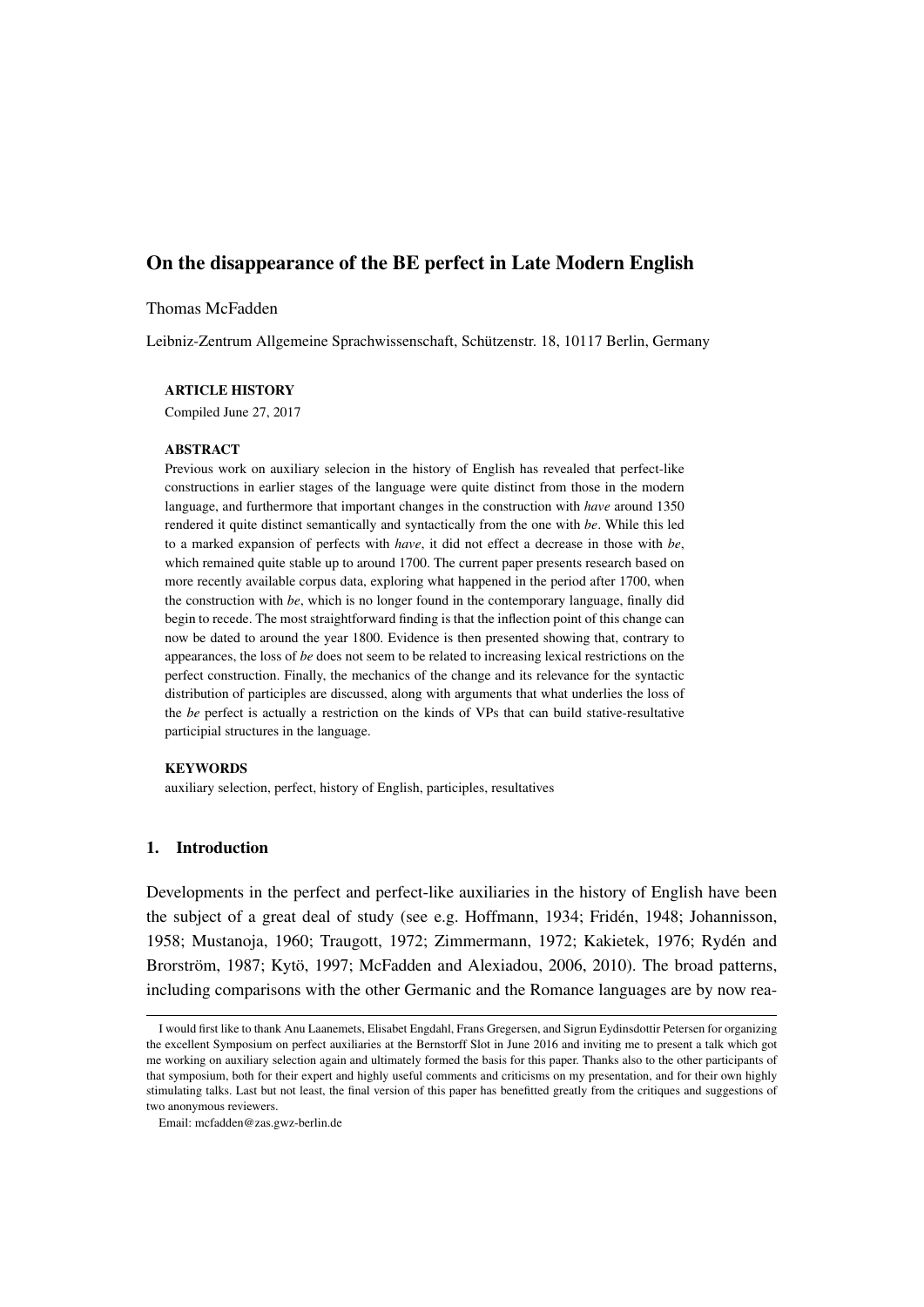# On the disappearance of the BE perfect in Late Modern English

Thomas McFadden

Leibniz-Zentrum Allgemeine Sprachwissenschaft, Schützenstr. 18, 10117 Berlin, Germany

**ARTICLE HISTORY**

Compiled June 27, 2017

**ABSTRACT**

Previous work on auxiliary selecion in the history of English has revealed that perfect-like constructions in earlier stages of the language were quite distinct from those in the modern language, and furthermore that important changes in the construction with *have* around 1350 rendered it quite distinct semantically and syntactically from the one with *be*. While this led to a marked expansion of perfects with *have*, it did not effect a decrease in those with *be*, which remained quite stable up to around 1700. The current paper presents research based on more recently available corpus data, exploring what happened in the period after 1700, when the construction with *be*, which is no longer found in the contemporary language, finally did begin to recede. The most straightforward finding is that the inflection point of this change can now be dated to around the year 1800. Evidence is then presented showing that, contrary to appearances, the loss of *be* does not seem to be related to increasing lexical restrictions on the perfect construction. Finally, the mechanics of the change and its relevance for the syntactic distribution of participles are discussed, along with arguments that what underlies the loss of the *be* perfect is actually a restriction on the kinds of VPs that can build stative-resultative participial structures in the language.

**KEYWORDS**

auxiliary selection, perfect, history of English, participles, resultatives

## 1. Introduction

Developments in the perfect and perfect-like auxiliaries in the history of English have been the subject of a great deal of study (see e.g. Hoffmann, 1934; Fridén, 1948; Johannisson, 1958; Mustanoja, 1960; Traugott, 1972; Zimmermann, 1972; Kakietek, 1976; Rydén and Brorström, 1987; Kytö, 1997; McFadden and Alexiadou, 2006, 2010). The broad patterns, including comparisons with the other Germanic and the Romance languages are by now rea-

I would first like to thank Anu Laanemets, Elisabet Engdahl, Frans Gregersen, and Sigrun Eydinsdottir Petersen for organizing the excellent Symposium on perfect auxiliaries at the Bernstorff Slot in June 2016 and inviting me to present a talk which got me working on auxiliary selection again and ultimately formed the basis for this paper. Thanks also to the other participants of that symposium, both for their expert and highly useful comments and criticisms on my presentation, and for their own highly stimulating talks. Last but not least, the final version of this paper has benefitted greatly from the critiques and suggestions of two anonymous reviewers.

Email: mcfadden@zas.gwz-berlin.de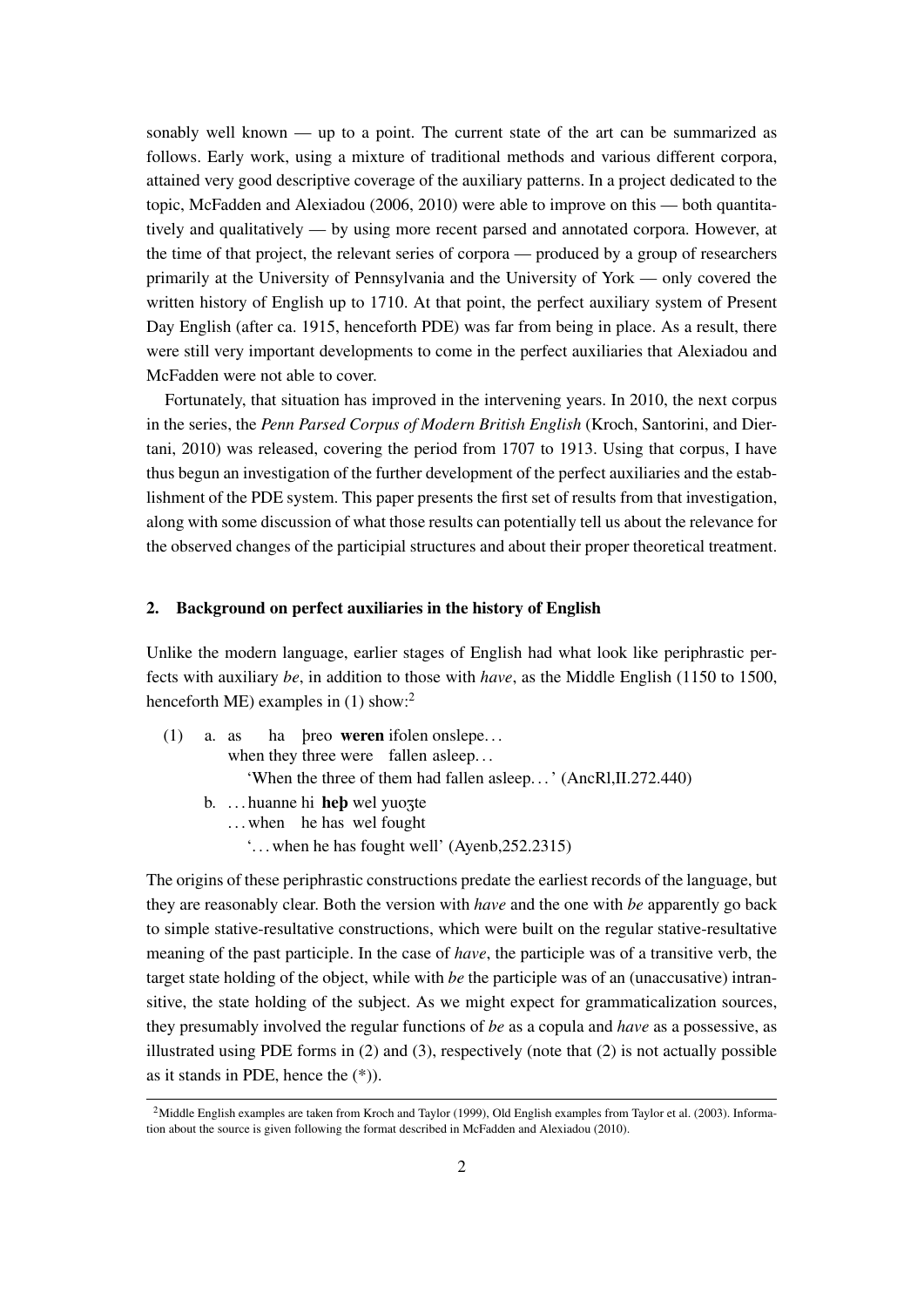sonably well known — up to a point. The current state of the art can be summarized as follows. Early work, using a mixture of traditional methods and various different corpora, attained very good descriptive coverage of the auxiliary patterns. In a project dedicated to the topic, McFadden and Alexiadou (2006, 2010) were able to improve on this — both quantitatively and qualitatively — by using more recent parsed and annotated corpora. However, at the time of that project, the relevant series of corpora — produced by a group of researchers primarily at the University of Pennsylvania and the University of York — only covered the written history of English up to 1710. At that point, the perfect auxiliary system of Present Day English (after ca. 1915, henceforth PDE) was far from being in place. As a result, there were still very important developments to come in the perfect auxiliaries that Alexiadou and McFadden were not able to cover.

Fortunately, that situation has improved in the intervening years. In 2010, the next corpus in the series, the *Penn Parsed Corpus of Modern British English* (Kroch, Santorini, and Diertani, 2010) was released, covering the period from 1707 to 1913. Using that corpus, I have thus begun an investigation of the further development of the perfect auxiliaries and the establishment of the PDE system. This paper presents the first set of results from that investigation, along with some discussion of what those results can potentially tell us about the relevance for the observed changes of the participial structures and about their proper theoretical treatment.

## 2. Background on perfect auxiliaries in the history of English

Unlike the modern language, earlier stages of English had what look like periphrastic perfects with auxiliary *be*, in addition to those with *have*, as the Middle English (1150 to 1500, henceforth ME) examples in (1) show:[2]

(1) a. as ha þreo **weren** ifolen onslepe…
 when they three were fallen asleep…
 'When the three of them had fallen asleep…' (AncRl,II.272.440)

 b. …huanne hi **heþ** wel yuoȝte
 …when he has wel fought
 '…when he has fought well' (Ayenb,252.2315)

The origins of these periphrastic constructions predate the earliest records of the language, but they are reasonably clear. Both the version with *have* and the one with *be* apparently go back to simple stative-resultative constructions, which were built on the regular stative-resultative meaning of the past participle. In the case of *have*, the participle was of a transitive verb, the target state holding of the object, while with *be* the participle was of an (unaccusative) intransitive, the state holding of the subject. As we might expect for grammaticalization sources, they presumably involved the regular functions of *be* as a copula and *have* as a possessive, as illustrated using PDE forms in (2) and (3), respectively (note that (2) is not actually possible as it stands in PDE, hence the (*)).

[2] Middle English examples are taken from Kroch and Taylor (1999), Old English examples from Taylor et al. (2003). Information about the source is given following the format described in McFadden and Alexiadou (2010).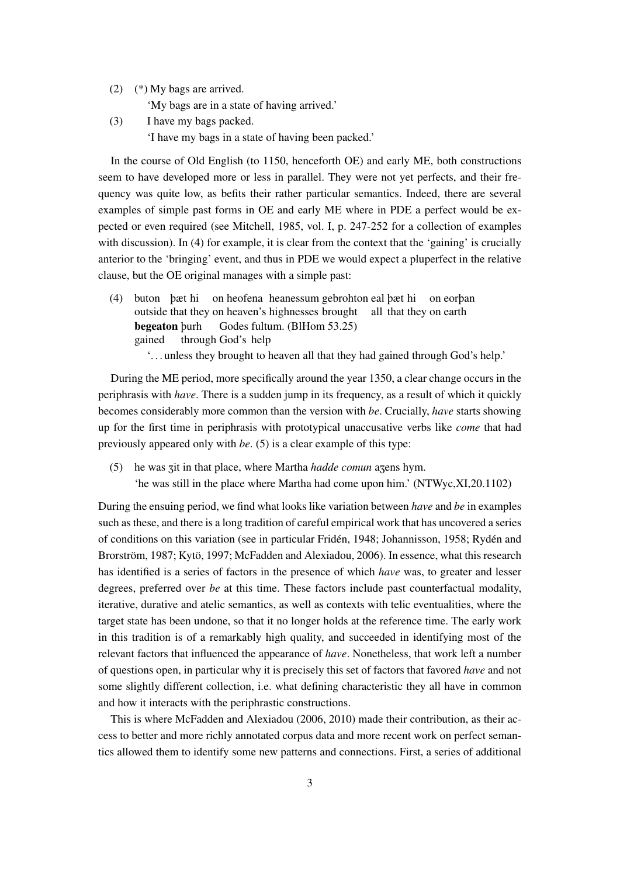(2) (*) My bags are arrived.
  'My bags are in a state of having arrived.'

(3) I have my bags packed.
  'I have my bags in a state of having been packed.'

In the course of Old English (to 1150, henceforth OE) and early ME, both constructions seem to have developed more or less in parallel. They were not yet perfects, and their frequency was quite low, as befits their rather particular semantics. Indeed, there are several examples of simple past forms in OE and early ME where in PDE a perfect would be expected or even required (see Mitchell, 1985, vol. I, p. 247-252 for a collection of examples with discussion). In (4) for example, it is clear from the context that the 'gaining' is crucially anterior to the 'bringing' event, and thus in PDE we would expect a pluperfect in the relative clause, but the OE original manages with a simple past:

(4) buton þæt hi on heofena heanessum gebrohton eal þæt hi on eorþan
  outside that they on heaven's highnesses brought all that they on earth
  **begeaton** þurh Godes fultum. (BlHom 53.25)
  gained through God's help
  '...unless they brought to heaven all that they had gained through God's help.'

During the ME period, more specifically around the year 1350, a clear change occurs in the periphrasis with *have*. There is a sudden jump in its frequency, as a result of which it quickly becomes considerably more common than the version with *be*. Crucially, *have* starts showing up for the first time in periphrasis with prototypical unaccusative verbs like *come* that had previously appeared only with *be*. (5) is a clear example of this type:

(5) he was ȝit in that place, where Martha *hadde comun* aȝens hym.
  'he was still in the place where Martha had come upon him.' (NTWyc,XI,20.1102)

During the ensuing period, we find what looks like variation between *have* and *be* in examples such as these, and there is a long tradition of careful empirical work that has uncovered a series of conditions on this variation (see in particular Fridén, 1948; Johannisson, 1958; Rydén and Brorström, 1987; Kytö, 1997; McFadden and Alexiadou, 2006). In essence, what this research has identified is a series of factors in the presence of which *have* was, to greater and lesser degrees, preferred over *be* at this time. These factors include past counterfactual modality, iterative, durative and atelic semantics, as well as contexts with telic eventualities, where the target state has been undone, so that it no longer holds at the reference time. The early work in this tradition is of a remarkably high quality, and succeeded in identifying most of the relevant factors that influenced the appearance of *have*. Nonetheless, that work left a number of questions open, in particular why it is precisely this set of factors that favored *have* and not some slightly different collection, i.e. what defining characteristic they all have in common and how it interacts with the periphrastic constructions.

This is where McFadden and Alexiadou (2006, 2010) made their contribution, as their access to better and more richly annotated corpus data and more recent work on perfect semantics allowed them to identify some new patterns and connections. First, a series of additional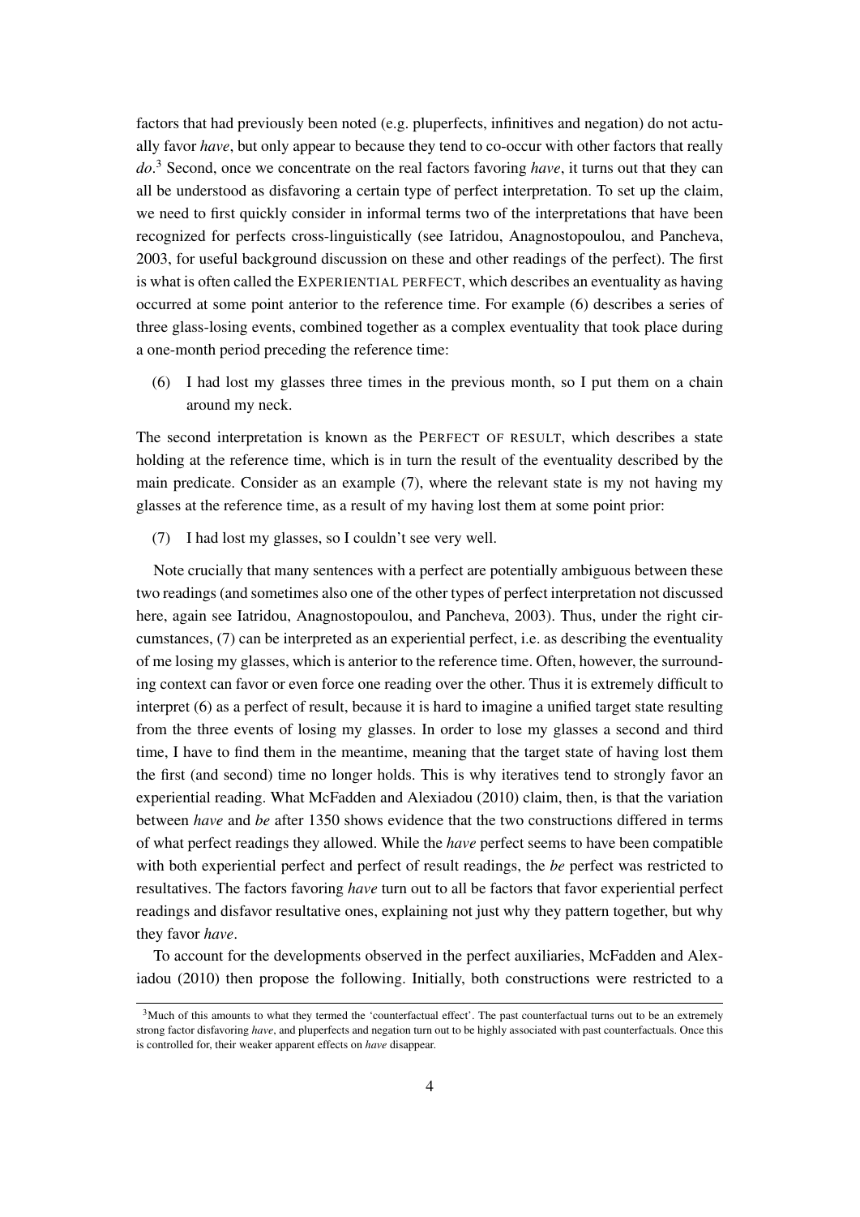factors that had previously been noted (e.g. pluperfects, infinitives and negation) do not actually favor *have*, but only appear to because they tend to co-occur with other factors that really *do*.[3] Second, once we concentrate on the real factors favoring *have*, it turns out that they can all be understood as disfavoring a certain type of perfect interpretation. To set up the claim, we need to first quickly consider in informal terms two of the interpretations that have been recognized for perfects cross-linguistically (see Iatridou, Anagnostopoulou, and Pancheva, 2003, for useful background discussion on these and other readings of the perfect). The first is what is often called the EXPERIENTIAL PERFECT, which describes an eventuality as having occurred at some point anterior to the reference time. For example (6) describes a series of three glass-losing events, combined together as a complex eventuality that took place during a one-month period preceding the reference time:

(6) I had lost my glasses three times in the previous month, so I put them on a chain around my neck.

The second interpretation is known as the PERFECT OF RESULT, which describes a state holding at the reference time, which is in turn the result of the eventuality described by the main predicate. Consider as an example (7), where the relevant state is my not having my glasses at the reference time, as a result of my having lost them at some point prior:

(7) I had lost my glasses, so I couldn't see very well.

Note crucially that many sentences with a perfect are potentially ambiguous between these two readings (and sometimes also one of the other types of perfect interpretation not discussed here, again see Iatridou, Anagnostopoulou, and Pancheva, 2003). Thus, under the right circumstances, (7) can be interpreted as an experiential perfect, i.e. as describing the eventuality of me losing my glasses, which is anterior to the reference time. Often, however, the surrounding context can favor or even force one reading over the other. Thus it is extremely difficult to interpret (6) as a perfect of result, because it is hard to imagine a unified target state resulting from the three events of losing my glasses. In order to lose my glasses a second and third time, I have to find them in the meantime, meaning that the target state of having lost them the first (and second) time no longer holds. This is why iteratives tend to strongly favor an experiential reading. What McFadden and Alexiadou (2010) claim, then, is that the variation between *have* and *be* after 1350 shows evidence that the two constructions differed in terms of what perfect readings they allowed. While the *have* perfect seems to have been compatible with both experiential perfect and perfect of result readings, the *be* perfect was restricted to resultatives. The factors favoring *have* turn out to all be factors that favor experiential perfect readings and disfavor resultative ones, explaining not just why they pattern together, but why they favor *have*.

To account for the developments observed in the perfect auxiliaries, McFadden and Alexiadou (2010) then propose the following. Initially, both constructions were restricted to a

[3] Much of this amounts to what they termed the 'counterfactual effect'. The past counterfactual turns out to be an extremely strong factor disfavoring *have*, and pluperfects and negation turn out to be highly associated with past counterfactuals. Once this is controlled for, their weaker apparent effects on *have* disappear.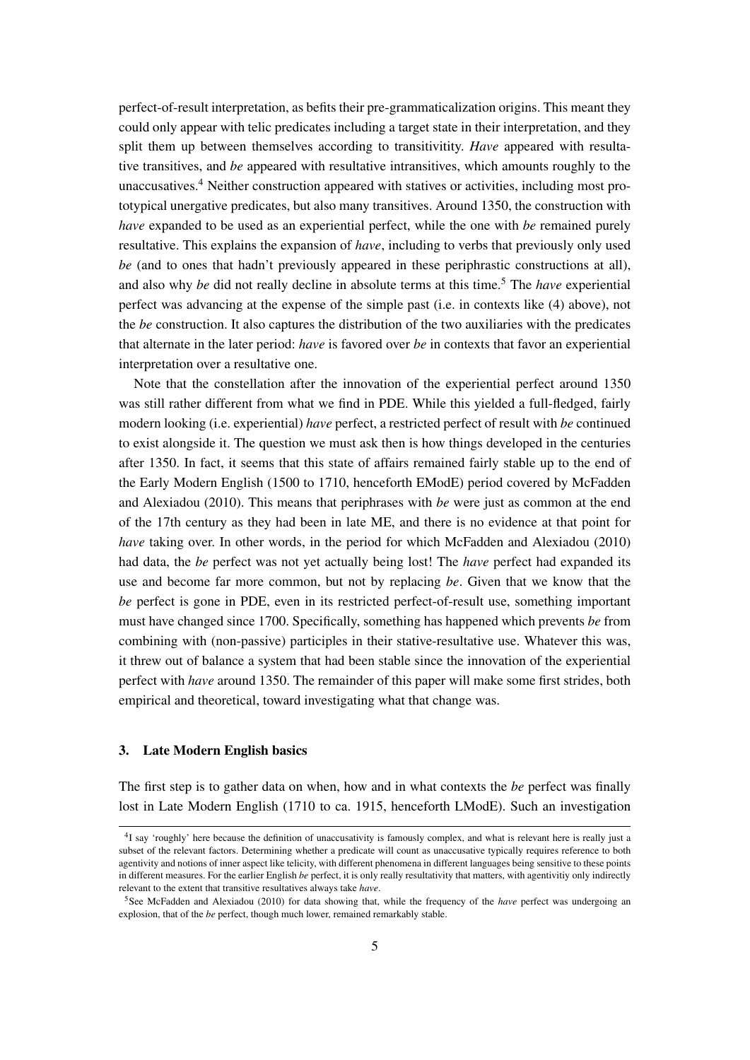perfect-of-result interpretation, as befits their pre-grammaticalization origins. This meant they could only appear with telic predicates including a target state in their interpretation, and they split them up between themselves according to transitivitity. *Have* appeared with resultative transitives, and *be* appeared with resultative intransitives, which amounts roughly to the unaccusatives.[4] Neither construction appeared with statives or activities, including most prototypical unergative predicates, but also many transitives. Around 1350, the construction with *have* expanded to be used as an experiential perfect, while the one with *be* remained purely resultative. This explains the expansion of *have*, including to verbs that previously only used *be* (and to ones that hadn't previously appeared in these periphrastic constructions at all), and also why *be* did not really decline in absolute terms at this time.[5] The *have* experiential perfect was advancing at the expense of the simple past (i.e. in contexts like (4) above), not the *be* construction. It also captures the distribution of the two auxiliaries with the predicates that alternate in the later period: *have* is favored over *be* in contexts that favor an experiential interpretation over a resultative one.

Note that the constellation after the innovation of the experiential perfect around 1350 was still rather different from what we find in PDE. While this yielded a full-fledged, fairly modern looking (i.e. experiential) *have* perfect, a restricted perfect of result with *be* continued to exist alongside it. The question we must ask then is how things developed in the centuries after 1350. In fact, it seems that this state of affairs remained fairly stable up to the end of the Early Modern English (1500 to 1710, henceforth EModE) period covered by McFadden and Alexiadou (2010). This means that periphrases with *be* were just as common at the end of the 17th century as they had been in late ME, and there is no evidence at that point for *have* taking over. In other words, in the period for which McFadden and Alexiadou (2010) had data, the *be* perfect was not yet actually being lost! The *have* perfect had expanded its use and become far more common, but not by replacing *be*. Given that we know that the *be* perfect is gone in PDE, even in its restricted perfect-of-result use, something important must have changed since 1700. Specifically, something has happened which prevents *be* from combining with (non-passive) participles in their stative-resultative use. Whatever this was, it threw out of balance a system that had been stable since the innovation of the experiential perfect with *have* around 1350. The remainder of this paper will make some first strides, both empirical and theoretical, toward investigating what that change was.

## 3. Late Modern English basics

The first step is to gather data on when, how and in what contexts the *be* perfect was finally lost in Late Modern English (1710 to ca. 1915, henceforth LModE). Such an investigation

[4] I say 'roughly' here because the definition of unaccusativity is famously complex, and what is relevant here is really just a subset of the relevant factors. Determining whether a predicate will count as unaccusative typically requires reference to both agentivity and notions of inner aspect like telicity, with different phenomena in different languages being sensitive to these points in different measures. For the earlier English *be* perfect, it is only really resultativity that matters, with agentivitiy only indirectly relevant to the extent that transitive resultatives always take *have*.

[5] See McFadden and Alexiadou (2010) for data showing that, while the frequency of the *have* perfect was undergoing an explosion, that of the *be* perfect, though much lower, remained remarkably stable.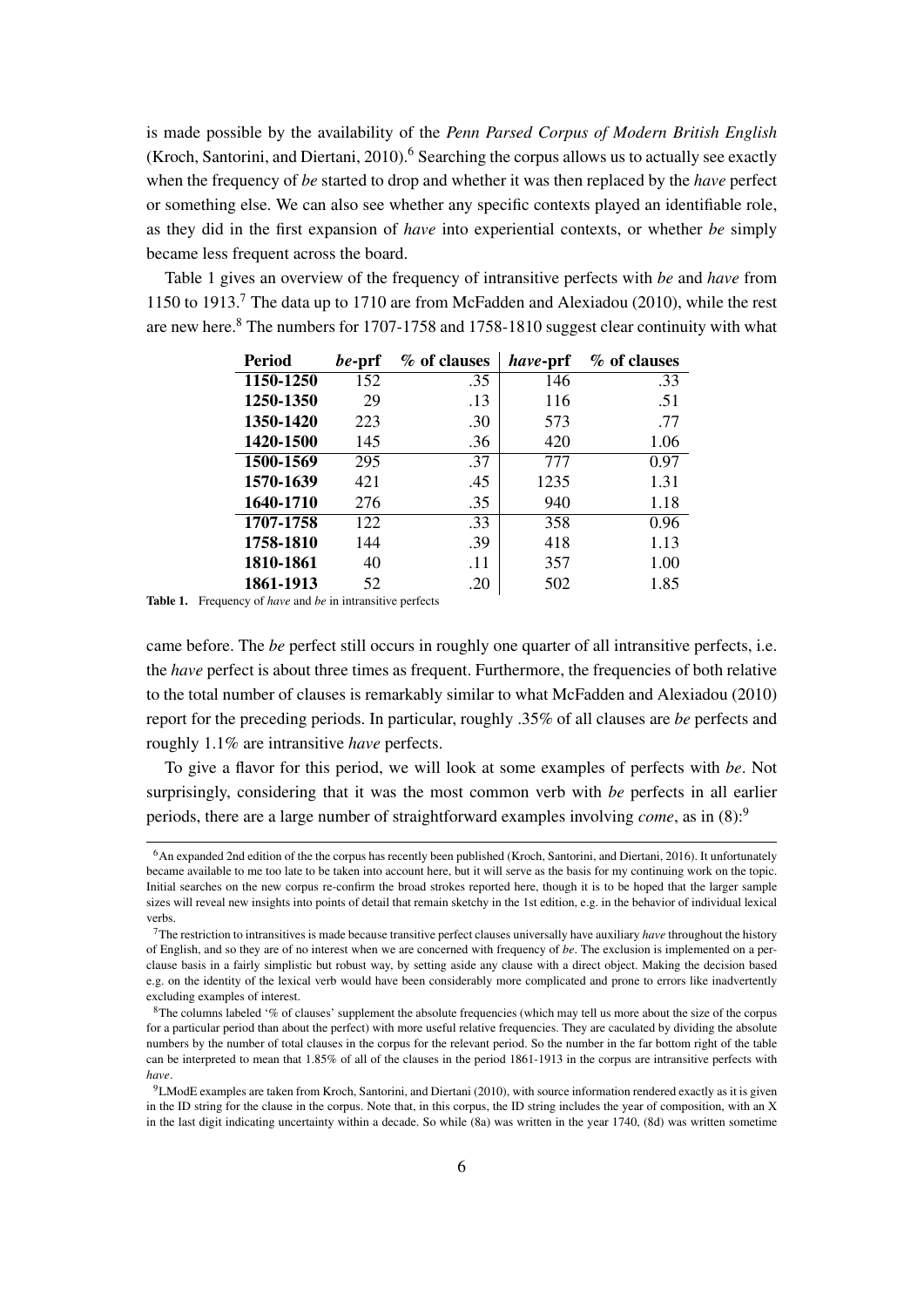is made possible by the availability of the *Penn Parsed Corpus of Modern British English* (Kroch, Santorini, and Diertani, 2010).[6] Searching the corpus allows us to actually see exactly when the frequency of *be* started to drop and whether it was then replaced by the *have* perfect or something else. We can also see whether any specific contexts played an identifiable role, as they did in the first expansion of *have* into experiential contexts, or whether *be* simply became less frequent across the board.

Table 1 gives an overview of the frequency of intransitive perfects with *be* and *have* from 1150 to 1913.[7] The data up to 1710 are from McFadden and Alexiadou (2010), while the rest are new here.[8] The numbers for 1707-1758 and 1758-1810 suggest clear continuity with what

| Period | *be*-prf | % of clauses | *have*-prf | % of clauses |
|---|---|---|---|---|
| **1150-1250** | 152 | .35 | 146 | .33 |
| **1250-1350** | 29 | .13 | 116 | .51 |
| **1350-1420** | 223 | .30 | 573 | .77 |
| **1420-1500** | 145 | .36 | 420 | 1.06 |
| **1500-1569** | 295 | .37 | 777 | 0.97 |
| **1570-1639** | 421 | .45 | 1235 | 1.31 |
| **1640-1710** | 276 | .35 | 940 | 1.18 |
| **1707-1758** | 122 | .33 | 358 | 0.96 |
| **1758-1810** | 144 | .39 | 418 | 1.13 |
| **1810-1861** | 40 | .11 | 357 | 1.00 |
| **1861-1913** | 52 | .20 | 502 | 1.85 |

**Table 1.** Frequency of *have* and *be* in intransitive perfects

came before. The *be* perfect still occurs in roughly one quarter of all intransitive perfects, i.e. the *have* perfect is about three times as frequent. Furthermore, the frequencies of both relative to the total number of clauses is remarkably similar to what McFadden and Alexiadou (2010) report for the preceding periods. In particular, roughly .35% of all clauses are *be* perfects and roughly 1.1% are intransitive *have* perfects.

To give a flavor for this period, we will look at some examples of perfects with *be*. Not surprisingly, considering that it was the most common verb with *be* perfects in all earlier periods, there are a large number of straightforward examples involving *come*, as in (8):[9]

---

[6] An expanded 2nd edition of the the corpus has recently been published (Kroch, Santorini, and Diertani, 2016). It unfortunately became available to me too late to be taken into account here, but it will serve as the basis for my continuing work on the topic. Initial searches on the new corpus re-confirm the broad strokes reported here, though it is to be hoped that the larger sample sizes will reveal new insights into points of detail that remain sketchy in the 1st edition, e.g. in the behavior of individual lexical verbs.

[7] The restriction to intransitives is made because transitive perfect clauses universally have auxiliary *have* throughout the history of English, and so they are of no interest when we are concerned with frequency of *be*. The exclusion is implemented on a per-clause basis in a fairly simplistic but robust way, by setting aside any clause with a direct object. Making the decision based e.g. on the identity of the lexical verb would have been considerably more complicated and prone to errors like inadvertently excluding examples of interest.

[8] The columns labeled '% of clauses' supplement the absolute frequencies (which may tell us more about the size of the corpus for a particular period than about the perfect) with more useful relative frequencies. They are caculated by dividing the absolute numbers by the number of total clauses in the corpus for the relevant period. So the number in the far bottom right of the table can be interpreted to mean that 1.85% of all of the clauses in the period 1861-1913 in the corpus are intransitive perfects with *have*.

[9] LModE examples are taken from Kroch, Santorini, and Diertani (2010), with source information rendered exactly as it is given in the ID string for the clause in the corpus. Note that, in this corpus, the ID string includes the year of composition, with an X in the last digit indicating uncertainty within a decade. So while (8a) was written in the year 1740, (8d) was written sometime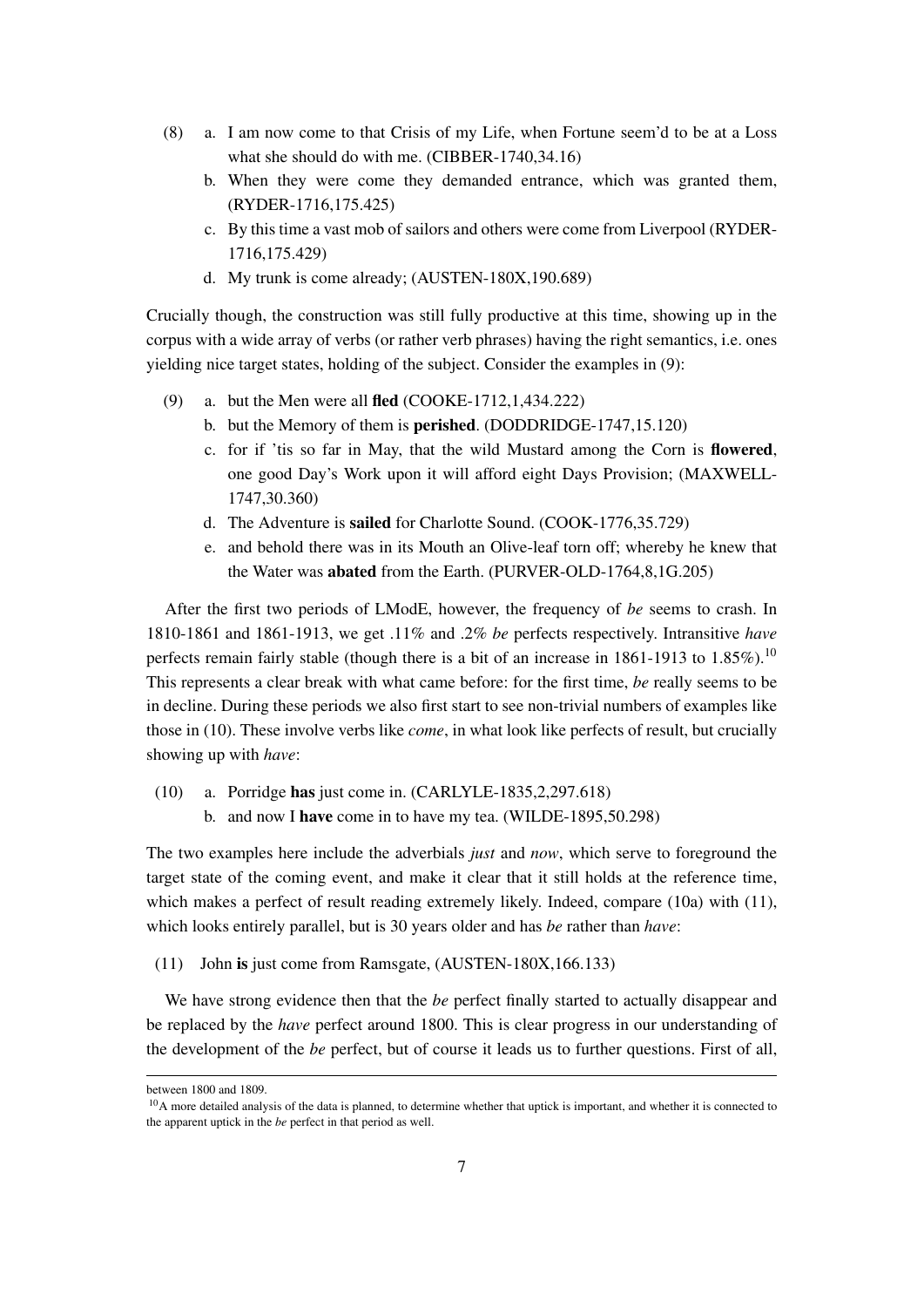(8) a. I am now come to that Crisis of my Life, when Fortune seem'd to be at a Loss what she should do with me. (CIBBER-1740,34.16)

b. When they were come they demanded entrance, which was granted them, (RYDER-1716,175.425)

c. By this time a vast mob of sailors and others were come from Liverpool (RYDER-1716,175.429)

d. My trunk is come already; (AUSTEN-180X,190.689)

Crucially though, the construction was still fully productive at this time, showing up in the corpus with a wide array of verbs (or rather verb phrases) having the right semantics, i.e. ones yielding nice target states, holding of the subject. Consider the examples in (9):

(9) a. but the Men were all **fled** (COOKE-1712,1,434.222)

b. but the Memory of them is **perished**. (DODDRIDGE-1747,15.120)

c. for if 'tis so far in May, that the wild Mustard among the Corn is **flowered**, one good Day's Work upon it will afford eight Days Provision; (MAXWELL-1747,30.360)

d. The Adventure is **sailed** for Charlotte Sound. (COOK-1776,35.729)

e. and behold there was in its Mouth an Olive-leaf torn off; whereby he knew that the Water was **abated** from the Earth. (PURVER-OLD-1764,8,1G.205)

After the first two periods of LModE, however, the frequency of *be* seems to crash. In 1810-1861 and 1861-1913, we get .11% and .2% *be* perfects respectively. Intransitive *have* perfects remain fairly stable (though there is a bit of an increase in 1861-1913 to 1.85%).[10] This represents a clear break with what came before: for the first time, *be* really seems to be in decline. During these periods we also first start to see non-trivial numbers of examples like those in (10). These involve verbs like *come*, in what look like perfects of result, but crucially showing up with *have*:

(10) a. Porridge **has** just come in. (CARLYLE-1835,2,297.618)

b. and now I **have** come in to have my tea. (WILDE-1895,50.298)

The two examples here include the adverbials *just* and *now*, which serve to foreground the target state of the coming event, and make it clear that it still holds at the reference time, which makes a perfect of result reading extremely likely. Indeed, compare (10a) with (11), which looks entirely parallel, but is 30 years older and has *be* rather than *have*:

(11) John **is** just come from Ramsgate, (AUSTEN-180X,166.133)

We have strong evidence then that the *be* perfect finally started to actually disappear and be replaced by the *have* perfect around 1800. This is clear progress in our understanding of the development of the *be* perfect, but of course it leads us to further questions. First of all,

---

between 1800 and 1809.

[10] A more detailed analysis of the data is planned, to determine whether that uptick is important, and whether it is connected to the apparent uptick in the *be* perfect in that period as well.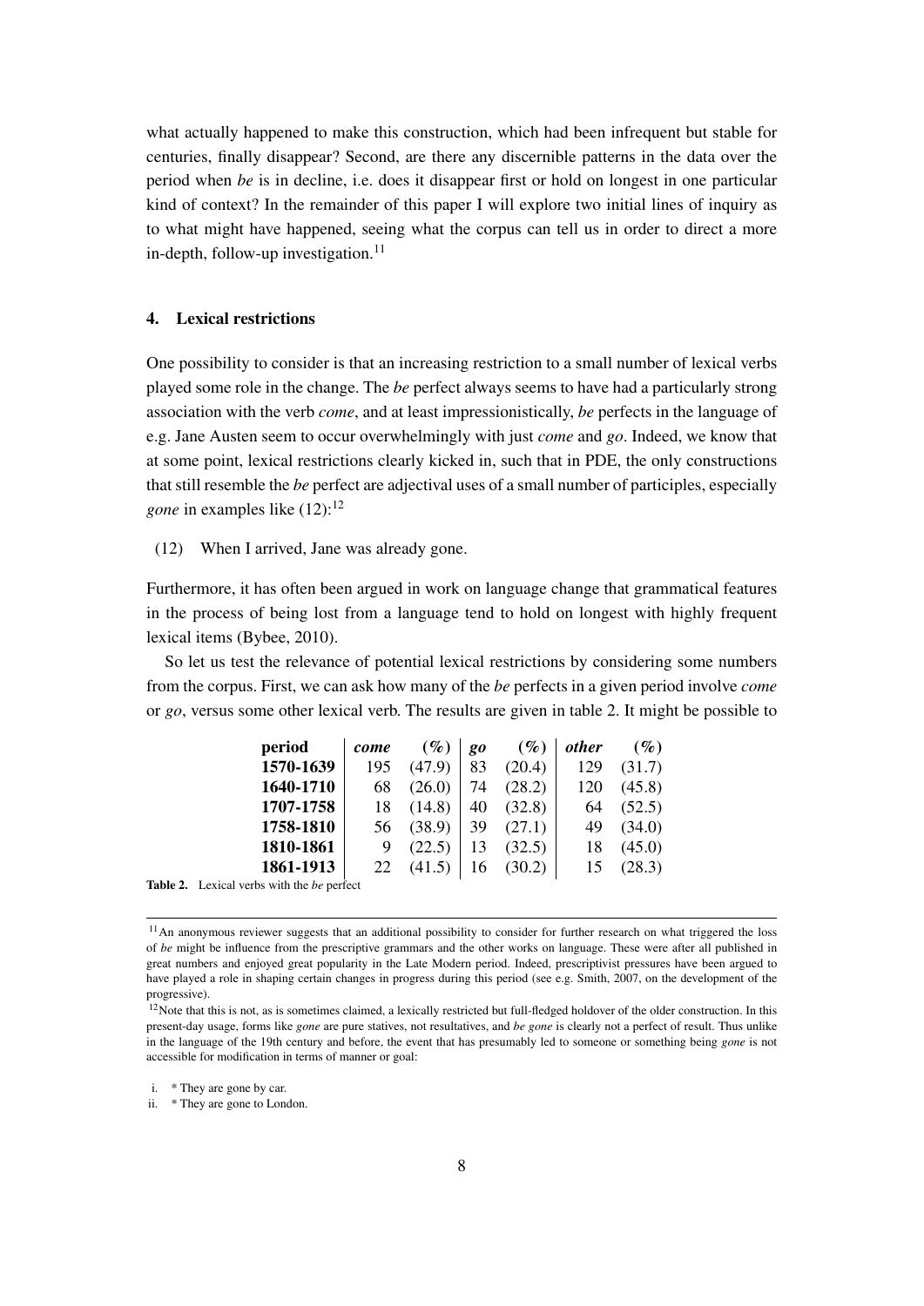what actually happened to make this construction, which had been infrequent but stable for centuries, finally disappear? Second, are there any discernible patterns in the data over the period when *be* is in decline, i.e. does it disappear first or hold on longest in one particular kind of context? In the remainder of this paper I will explore two initial lines of inquiry as to what might have happened, seeing what the corpus can tell us in order to direct a more in-depth, follow-up investigation.[11]

## 4. Lexical restrictions

One possibility to consider is that an increasing restriction to a small number of lexical verbs played some role in the change. The *be* perfect always seems to have had a particularly strong association with the verb *come*, and at least impressionistically, *be* perfects in the language of e.g. Jane Austen seem to occur overwhelmingly with just *come* and *go*. Indeed, we know that at some point, lexical restrictions clearly kicked in, such that in PDE, the only constructions that still resemble the *be* perfect are adjectival uses of a small number of participles, especially *gone* in examples like (12):[12]

(12) When I arrived, Jane was already gone.

Furthermore, it has often been argued in work on language change that grammatical features in the process of being lost from a language tend to hold on longest with highly frequent lexical items (Bybee, 2010).

So let us test the relevance of potential lexical restrictions by considering some numbers from the corpus. First, we can ask how many of the *be* perfects in a given period involve *come* or *go*, versus some other lexical verb. The results are given in table 2. It might be possible to

| **period** | ***come*** | **(%)** | ***go*** | **(%)** | ***other*** | **(%)** |
|---|---|---|---|---|---|---|
| **1570-1639** | 195 | (47.9) | 83 | (20.4) | 129 | (31.7) |
| **1640-1710** | 68 | (26.0) | 74 | (28.2) | 120 | (45.8) |
| **1707-1758** | 18 | (14.8) | 40 | (32.8) | 64 | (52.5) |
| **1758-1810** | 56 | (38.9) | 39 | (27.1) | 49 | (34.0) |
| **1810-1861** | 9 | (22.5) | 13 | (32.5) | 18 | (45.0) |
| **1861-1913** | 22 | (41.5) | 16 | (30.2) | 15 | (28.3) |

**Table 2.** Lexical verbs with the *be* perfect

[11] An anonymous reviewer suggests that an additional possibility to consider for further research on what triggered the loss of *be* might be influence from the prescriptive grammars and the other works on language. These were after all published in great numbers and enjoyed great popularity in the Late Modern period. Indeed, prescriptivist pressures have been argued to have played a role in shaping certain changes in progress during this period (see e.g. Smith, 2007, on the development of the progressive).

[12] Note that this is not, as is sometimes claimed, a lexically restricted but full-fledged holdover of the older construction. In this present-day usage, forms like *gone* are pure statives, not resultatives, and *be gone* is clearly not a perfect of result. Thus unlike in the language of the 19th century and before, the event that has presumably led to someone or something being *gone* is not accessible for modification in terms of manner or goal:

i. * They are gone by car.

ii. * They are gone to London.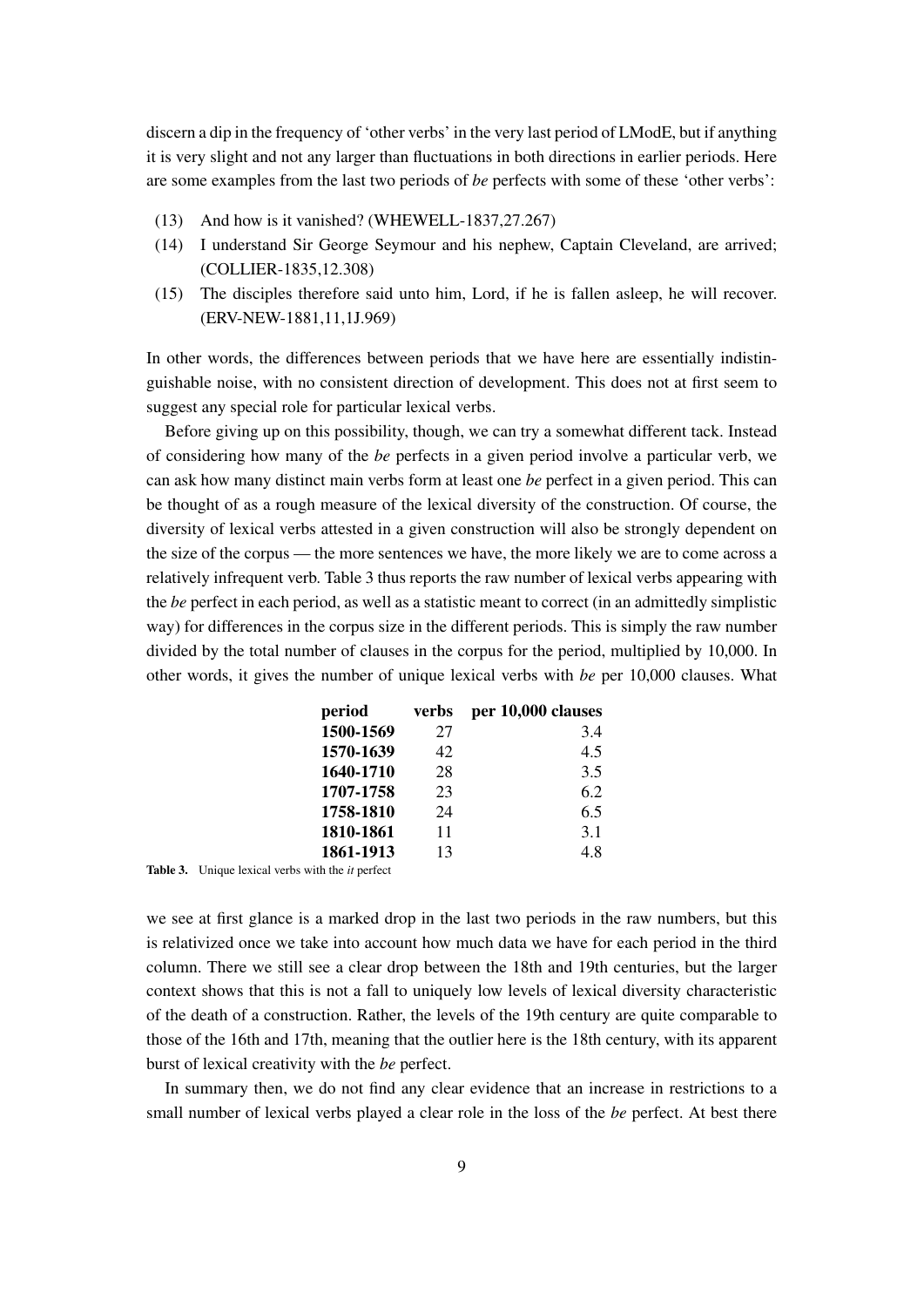discern a dip in the frequency of 'other verbs' in the very last period of LModE, but if anything it is very slight and not any larger than fluctuations in both directions in earlier periods. Here are some examples from the last two periods of *be* perfects with some of these 'other verbs':

(13) And how is it vanished? (WHEWELL-1837,27.267)

(14) I understand Sir George Seymour and his nephew, Captain Cleveland, are arrived; (COLLIER-1835,12.308)

(15) The disciples therefore said unto him, Lord, if he is fallen asleep, he will recover. (ERV-NEW-1881,11,1J.969)

In other words, the differences between periods that we have here are essentially indistinguishable noise, with no consistent direction of development. This does not at first seem to suggest any special role for particular lexical verbs.

Before giving up on this possibility, though, we can try a somewhat different tack. Instead of considering how many of the *be* perfects in a given period involve a particular verb, we can ask how many distinct main verbs form at least one *be* perfect in a given period. This can be thought of as a rough measure of the lexical diversity of the construction. Of course, the diversity of lexical verbs attested in a given construction will also be strongly dependent on the size of the corpus — the more sentences we have, the more likely we are to come across a relatively infrequent verb. Table 3 thus reports the raw number of lexical verbs appearing with the *be* perfect in each period, as well as a statistic meant to correct (in an admittedly simplistic way) for differences in the corpus size in the different periods. This is simply the raw number divided by the total number of clauses in the corpus for the period, multiplied by 10,000. In other words, it gives the number of unique lexical verbs with *be* per 10,000 clauses. What

| period | verbs | per 10,000 clauses |
|---|---|---|
| **1500-1569** | 27 | 3.4 |
| **1570-1639** | 42 | 4.5 |
| **1640-1710** | 28 | 3.5 |
| **1707-1758** | 23 | 6.2 |
| **1758-1810** | 24 | 6.5 |
| **1810-1861** | 11 | 3.1 |
| **1861-1913** | 13 | 4.8 |

**Table 3.** Unique lexical verbs with the *it* perfect

we see at first glance is a marked drop in the last two periods in the raw numbers, but this is relativized once we take into account how much data we have for each period in the third column. There we still see a clear drop between the 18th and 19th centuries, but the larger context shows that this is not a fall to uniquely low levels of lexical diversity characteristic of the death of a construction. Rather, the levels of the 19th century are quite comparable to those of the 16th and 17th, meaning that the outlier here is the 18th century, with its apparent burst of lexical creativity with the *be* perfect.

In summary then, we do not find any clear evidence that an increase in restrictions to a small number of lexical verbs played a clear role in the loss of the *be* perfect. At best there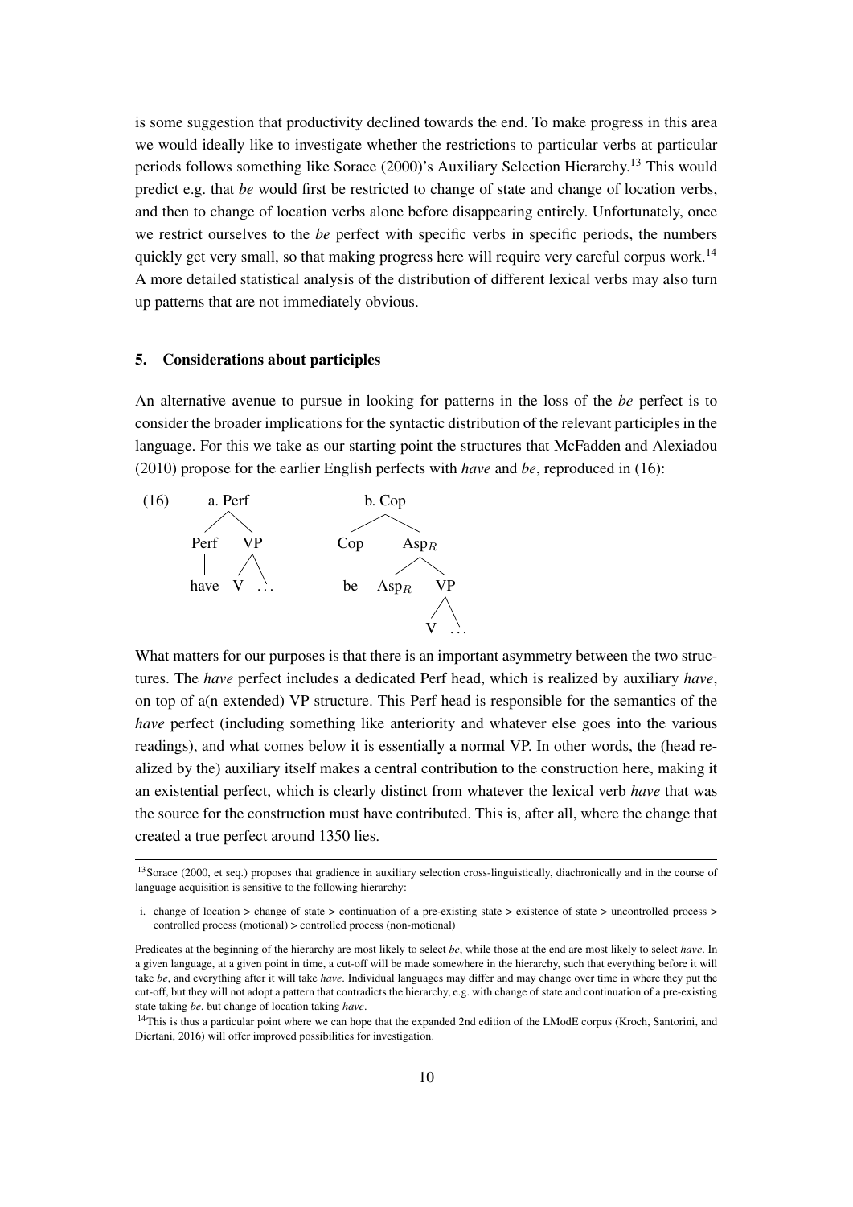is some suggestion that productivity declined towards the end. To make progress in this area we would ideally like to investigate whether the restrictions to particular verbs at particular periods follows something like Sorace (2000)'s Auxiliary Selection Hierarchy.[13] This would predict e.g. that *be* would first be restricted to change of state and change of location verbs, and then to change of location verbs alone before disappearing entirely. Unfortunately, once we restrict ourselves to the *be* perfect with specific verbs in specific periods, the numbers quickly get very small, so that making progress here will require very careful corpus work.[14] A more detailed statistical analysis of the distribution of different lexical verbs may also turn up patterns that are not immediately obvious.

## 5. Considerations about participles

An alternative avenue to pursue in looking for patterns in the loss of the *be* perfect is to consider the broader implications for the syntactic distribution of the relevant participles in the language. For this we take as our starting point the structures that McFadden and Alexiadou (2010) propose for the earlier English perfects with *have* and *be*, reproduced in (16):

(16) a. [$_{Perf}$ [$_{Perf}$ have] [$_{VP}$ V ...]]

b. [$_{Cop}$ [$_{Cop}$ be] [$_{Asp_R}$ $Asp_R$ [$_{VP}$ V ...]]]

What matters for our purposes is that there is an important asymmetry between the two structures. The *have* perfect includes a dedicated Perf head, which is realized by auxiliary *have*, on top of a(n extended) VP structure. This Perf head is responsible for the semantics of the *have* perfect (including something like anteriority and whatever else goes into the various readings), and what comes below it is essentially a normal VP. In other words, the (head realized by the) auxiliary itself makes a central contribution to the construction here, making it an existential perfect, which is clearly distinct from whatever the lexical verb *have* that was the source for the construction must have contributed. This is, after all, where the change that created a true perfect around 1350 lies.

---

[13] Sorace (2000, et seq.) proposes that gradience in auxiliary selection cross-linguistically, diachronically and in the course of language acquisition is sensitive to the following hierarchy:

i. change of location > change of state > continuation of a pre-existing state > existence of state > uncontrolled process > controlled process (motional) > controlled process (non-motional)

Predicates at the beginning of the hierarchy are most likely to select *be*, while those at the end are most likely to select *have*. In a given language, at a given point in time, a cut-off will be made somewhere in the hierarchy, such that everything before it will take *be*, and everything after it will take *have*. Individual languages may differ and may change over time in where they put the cut-off, but they will not adopt a pattern that contradicts the hierarchy, e.g. with change of state and continuation of a pre-existing state taking *be*, but change of location taking *have*.

[14] This is thus a particular point where we can hope that the expanded 2nd edition of the LModE corpus (Kroch, Santorini, and Diertani, 2016) will offer improved possibilities for investigation.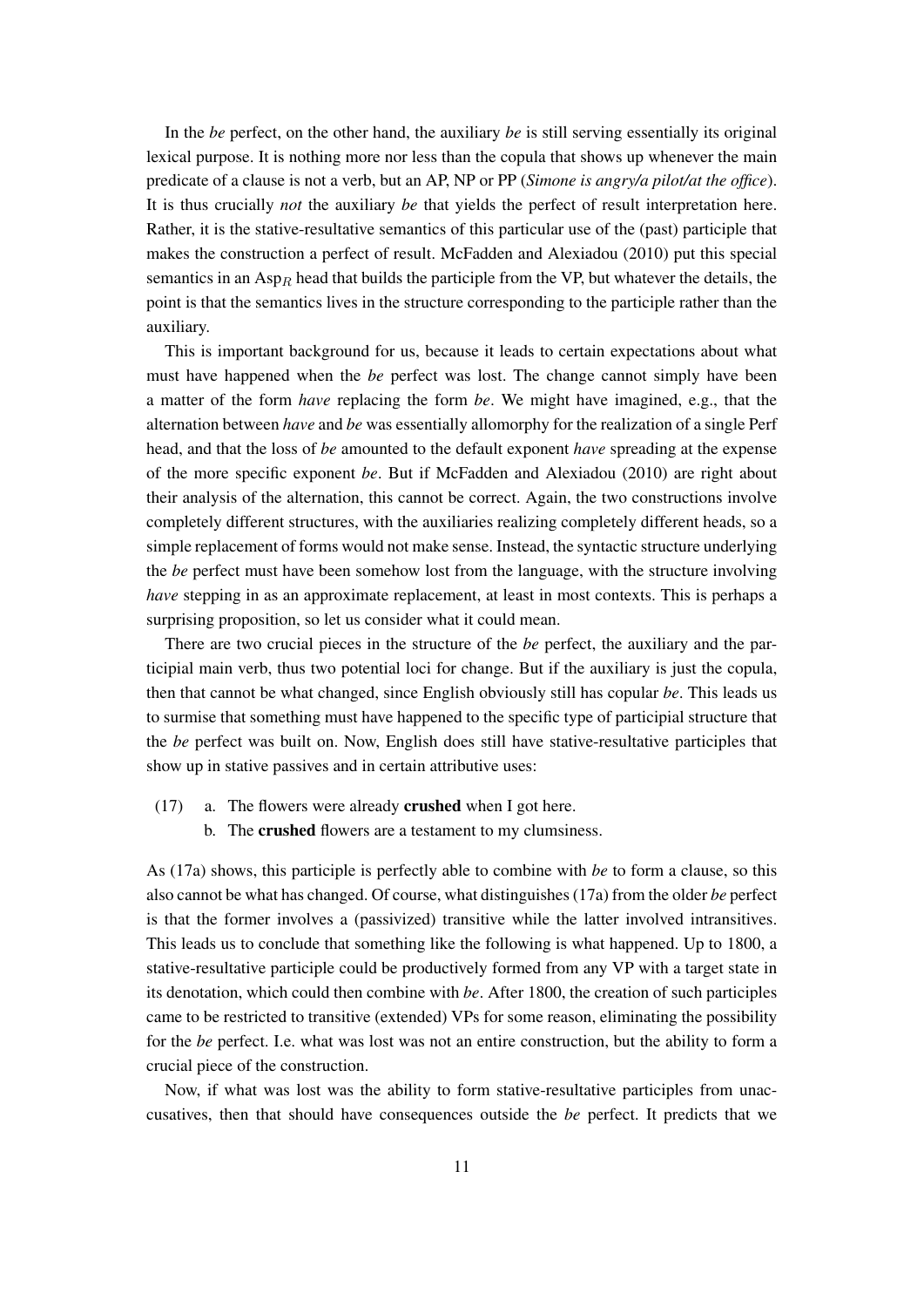In the *be* perfect, on the other hand, the auxiliary *be* is still serving essentially its original lexical purpose. It is nothing more nor less than the copula that shows up whenever the main predicate of a clause is not a verb, but an AP, NP or PP (*Simone is angry/a pilot/at the office*). It is thus crucially *not* the auxiliary *be* that yields the perfect of result interpretation here. Rather, it is the stative-resultative semantics of this particular use of the (past) participle that makes the construction a perfect of result. McFadden and Alexiadou (2010) put this special semantics in an $\mathrm{Asp}_R$ head that builds the participle from the VP, but whatever the details, the point is that the semantics lives in the structure corresponding to the participle rather than the auxiliary.

This is important background for us, because it leads to certain expectations about what must have happened when the *be* perfect was lost. The change cannot simply have been a matter of the form *have* replacing the form *be*. We might have imagined, e.g., that the alternation between *have* and *be* was essentially allomorphy for the realization of a single Perf head, and that the loss of *be* amounted to the default exponent *have* spreading at the expense of the more specific exponent *be*. But if McFadden and Alexiadou (2010) are right about their analysis of the alternation, this cannot be correct. Again, the two constructions involve completely different structures, with the auxiliaries realizing completely different heads, so a simple replacement of forms would not make sense. Instead, the syntactic structure underlying the *be* perfect must have been somehow lost from the language, with the structure involving *have* stepping in as an approximate replacement, at least in most contexts. This is perhaps a surprising proposition, so let us consider what it could mean.

There are two crucial pieces in the structure of the *be* perfect, the auxiliary and the participial main verb, thus two potential loci for change. But if the auxiliary is just the copula, then that cannot be what changed, since English obviously still has copular *be*. This leads us to surmise that something must have happened to the specific type of participial structure that the *be* perfect was built on. Now, English does still have stative-resultative participles that show up in stative passives and in certain attributive uses:

(17) a. The flowers were already **crushed** when I got here.
     b. The **crushed** flowers are a testament to my clumsiness.

As (17a) shows, this participle is perfectly able to combine with *be* to form a clause, so this also cannot be what has changed. Of course, what distinguishes (17a) from the older *be* perfect is that the former involves a (passivized) transitive while the latter involved intransitives. This leads us to conclude that something like the following is what happened. Up to 1800, a stative-resultative participle could be productively formed from any VP with a target state in its denotation, which could then combine with *be*. After 1800, the creation of such participles came to be restricted to transitive (extended) VPs for some reason, eliminating the possibility for the *be* perfect. I.e. what was lost was not an entire construction, but the ability to form a crucial piece of the construction.

Now, if what was lost was the ability to form stative-resultative participles from unaccusatives, then that should have consequences outside the *be* perfect. It predicts that we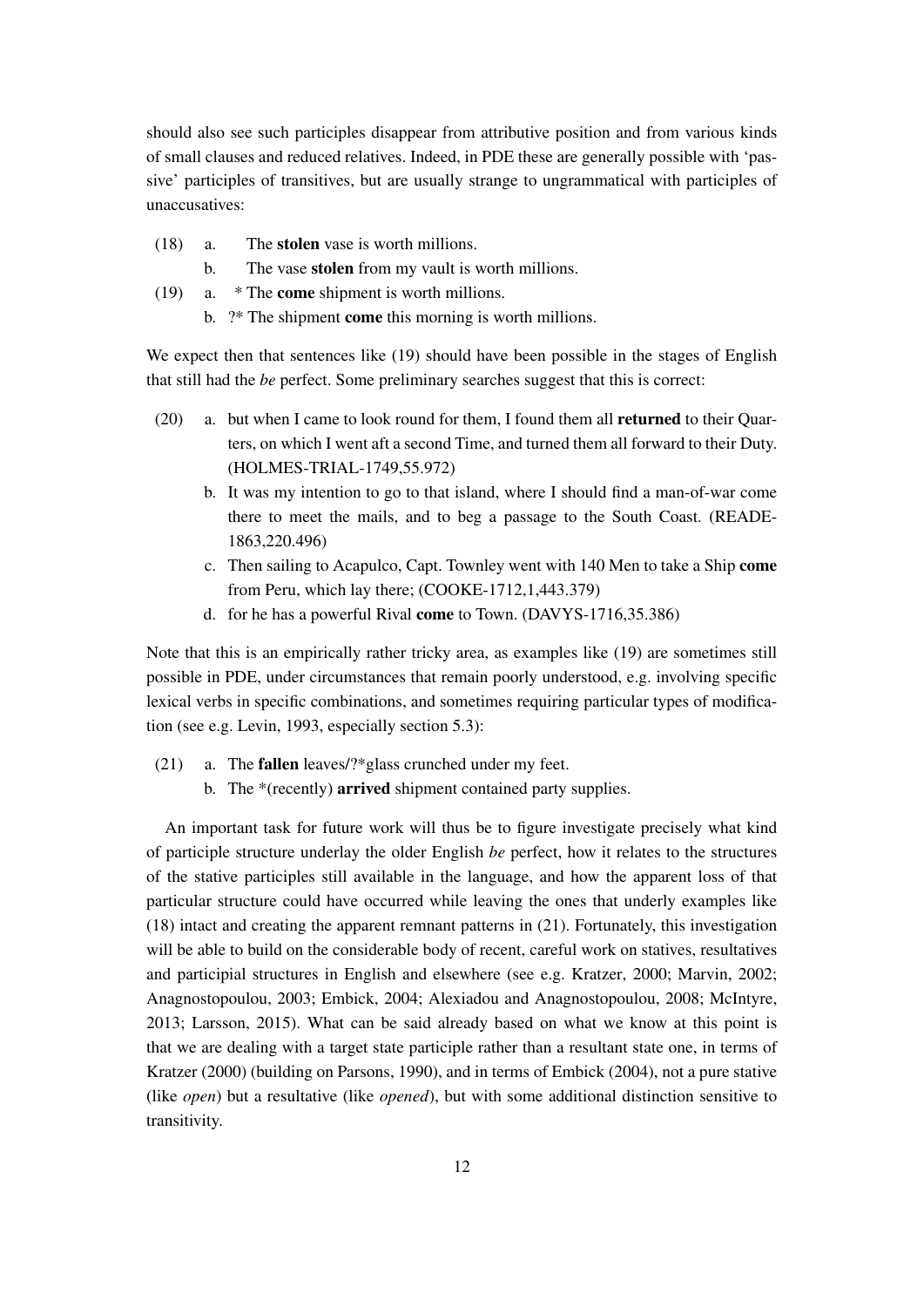should also see such participles disappear from attributive position and from various kinds of small clauses and reduced relatives. Indeed, in PDE these are generally possible with 'passive' participles of transitives, but are usually strange to ungrammatical with participles of unaccusatives:

(18) a. The **stolen** vase is worth millions.
     b. The vase **stolen** from my vault is worth millions.

(19) a. * The **come** shipment is worth millions.
     b. ?* The shipment **come** this morning is worth millions.

We expect then that sentences like (19) should have been possible in the stages of English that still had the *be* perfect. Some preliminary searches suggest that this is correct:

(20) a. but when I came to look round for them, I found them all **returned** to their Quarters, on which I went aft a second Time, and turned them all forward to their Duty. (HOLMES-TRIAL-1749,55.972)
     b. It was my intention to go to that island, where I should find a man-of-war come there to meet the mails, and to beg a passage to the South Coast. (READE-1863,220.496)
     c. Then sailing to Acapulco, Capt. Townley went with 140 Men to take a Ship **come** from Peru, which lay there; (COOKE-1712,1,443.379)
     d. for he has a powerful Rival **come** to Town. (DAVYS-1716,35.386)

Note that this is an empirically rather tricky area, as examples like (19) are sometimes still possible in PDE, under circumstances that remain poorly understood, e.g. involving specific lexical verbs in specific combinations, and sometimes requiring particular types of modification (see e.g. Levin, 1993, especially section 5.3):

(21) a. The **fallen** leaves/?*glass crunched under my feet.
     b. The *(recently) **arrived** shipment contained party supplies.

An important task for future work will thus be to figure investigate precisely what kind of participle structure underlay the older English *be* perfect, how it relates to the structures of the stative participles still available in the language, and how the apparent loss of that particular structure could have occurred while leaving the ones that underly examples like (18) intact and creating the apparent remnant patterns in (21). Fortunately, this investigation will be able to build on the considerable body of recent, careful work on statives, resultatives and participial structures in English and elsewhere (see e.g. Kratzer, 2000; Marvin, 2002; Anagnostopoulou, 2003; Embick, 2004; Alexiadou and Anagnostopoulou, 2008; McIntyre, 2013; Larsson, 2015). What can be said already based on what we know at this point is that we are dealing with a target state participle rather than a resultant state one, in terms of Kratzer (2000) (building on Parsons, 1990), and in terms of Embick (2004), not a pure stative (like *open*) but a resultative (like *opened*), but with some additional distinction sensitive to transitivity.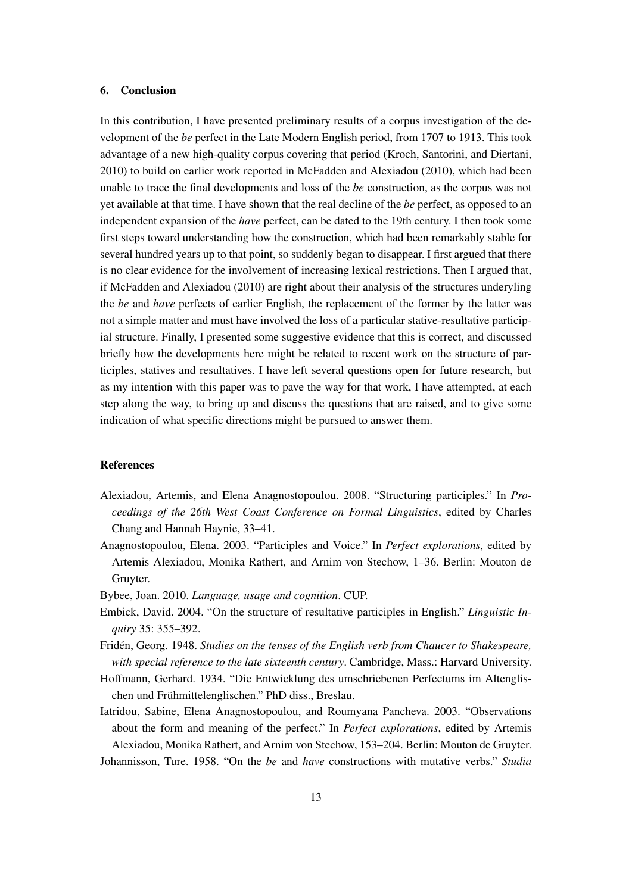## 6. Conclusion

In this contribution, I have presented preliminary results of a corpus investigation of the development of the *be* perfect in the Late Modern English period, from 1707 to 1913. This took advantage of a new high-quality corpus covering that period (Kroch, Santorini, and Diertani, 2010) to build on earlier work reported in McFadden and Alexiadou (2010), which had been unable to trace the final developments and loss of the *be* construction, as the corpus was not yet available at that time. I have shown that the real decline of the *be* perfect, as opposed to an independent expansion of the *have* perfect, can be dated to the 19th century. I then took some first steps toward understanding how the construction, which had been remarkably stable for several hundred years up to that point, so suddenly began to disappear. I first argued that there is no clear evidence for the involvement of increasing lexical restrictions. Then I argued that, if McFadden and Alexiadou (2010) are right about their analysis of the structures underyling the *be* and *have* perfects of earlier English, the replacement of the former by the latter was not a simple matter and must have involved the loss of a particular stative-resultative participial structure. Finally, I presented some suggestive evidence that this is correct, and discussed briefly how the developments here might be related to recent work on the structure of participles, statives and resultatives. I have left several questions open for future research, but as my intention with this paper was to pave the way for that work, I have attempted, at each step along the way, to bring up and discuss the questions that are raised, and to give some indication of what specific directions might be pursued to answer them.

## References

Alexiadou, Artemis, and Elena Anagnostopoulou. 2008. "Structuring participles." In *Proceedings of the 26th West Coast Conference on Formal Linguistics*, edited by Charles Chang and Hannah Haynie, 33–41.

Anagnostopoulou, Elena. 2003. "Participles and Voice." In *Perfect explorations*, edited by Artemis Alexiadou, Monika Rathert, and Arnim von Stechow, 1–36. Berlin: Mouton de Gruyter.

Bybee, Joan. 2010. *Language, usage and cognition*. CUP.

Embick, David. 2004. "On the structure of resultative participles in English." *Linguistic Inquiry* 35: 355–392.

Fridén, Georg. 1948. *Studies on the tenses of the English verb from Chaucer to Shakespeare, with special reference to the late sixteenth century*. Cambridge, Mass.: Harvard University.

Hoffmann, Gerhard. 1934. "Die Entwicklung des umschriebenen Perfectums im Altenglischen und Frühmittelenglischen." PhD diss., Breslau.

Iatridou, Sabine, Elena Anagnostopoulou, and Roumyana Pancheva. 2003. "Observations about the form and meaning of the perfect." In *Perfect explorations*, edited by Artemis Alexiadou, Monika Rathert, and Arnim von Stechow, 153–204. Berlin: Mouton de Gruyter.

Johannisson, Ture. 1958. "On the *be* and *have* constructions with mutative verbs." *Studia*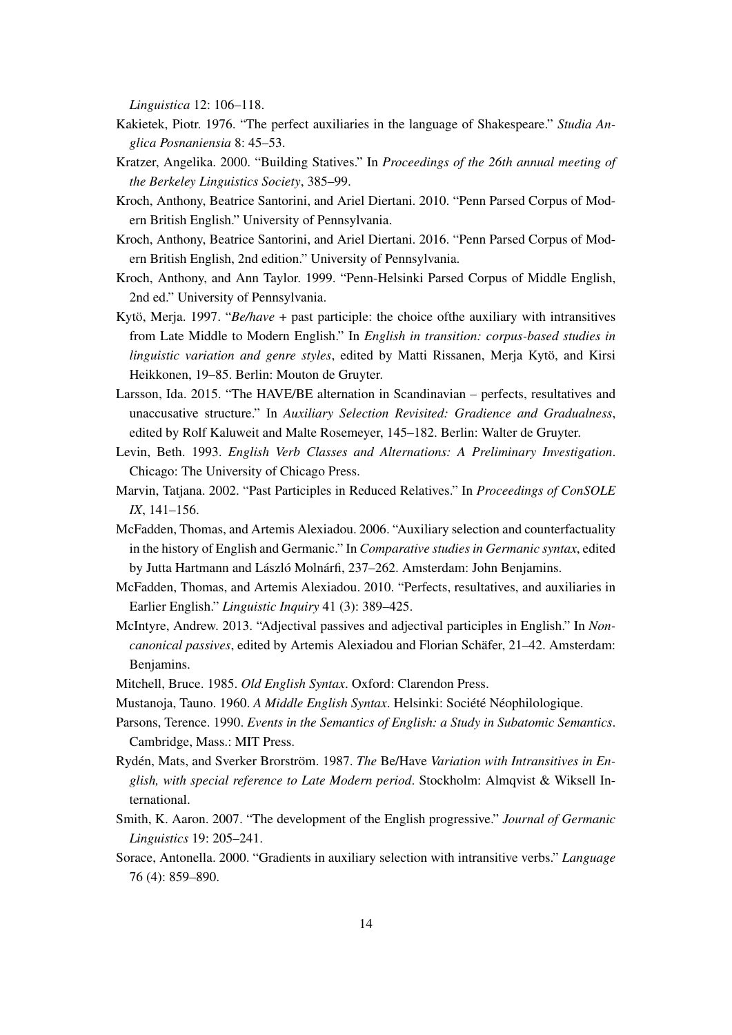*Linguistica* 12: 106–118.

Kakietek, Piotr. 1976. "The perfect auxiliaries in the language of Shakespeare." *Studia Anglica Posnaniensia* 8: 45–53.

Kratzer, Angelika. 2000. "Building Statives." In *Proceedings of the 26th annual meeting of the Berkeley Linguistics Society*, 385–99.

Kroch, Anthony, Beatrice Santorini, and Ariel Diertani. 2010. "Penn Parsed Corpus of Modern British English." University of Pennsylvania.

Kroch, Anthony, Beatrice Santorini, and Ariel Diertani. 2016. "Penn Parsed Corpus of Modern British English, 2nd edition." University of Pennsylvania.

Kroch, Anthony, and Ann Taylor. 1999. "Penn-Helsinki Parsed Corpus of Middle English, 2nd ed." University of Pennsylvania.

Kytö, Merja. 1997. "*Be/have* + past participle: the choice ofthe auxiliary with intransitives from Late Middle to Modern English." In *English in transition: corpus-based studies in linguistic variation and genre styles*, edited by Matti Rissanen, Merja Kytö, and Kirsi Heikkonen, 19–85. Berlin: Mouton de Gruyter.

Larsson, Ida. 2015. "The HAVE/BE alternation in Scandinavian – perfects, resultatives and unaccusative structure." In *Auxiliary Selection Revisited: Gradience and Gradualness*, edited by Rolf Kaluweit and Malte Rosemeyer, 145–182. Berlin: Walter de Gruyter.

Levin, Beth. 1993. *English Verb Classes and Alternations: A Preliminary Investigation*. Chicago: The University of Chicago Press.

Marvin, Tatjana. 2002. "Past Participles in Reduced Relatives." In *Proceedings of ConSOLE IX*, 141–156.

McFadden, Thomas, and Artemis Alexiadou. 2006. "Auxiliary selection and counterfactuality in the history of English and Germanic." In *Comparative studies in Germanic syntax*, edited by Jutta Hartmann and László Molnárfi, 237–262. Amsterdam: John Benjamins.

McFadden, Thomas, and Artemis Alexiadou. 2010. "Perfects, resultatives, and auxiliaries in Earlier English." *Linguistic Inquiry* 41 (3): 389–425.

McIntyre, Andrew. 2013. "Adjectival passives and adjectival participles in English." In *Noncanonical passives*, edited by Artemis Alexiadou and Florian Schäfer, 21–42. Amsterdam: Benjamins.

Mitchell, Bruce. 1985. *Old English Syntax*. Oxford: Clarendon Press.

Mustanoja, Tauno. 1960. *A Middle English Syntax*. Helsinki: Société Néophilologique.

Parsons, Terence. 1990. *Events in the Semantics of English: a Study in Subatomic Semantics*. Cambridge, Mass.: MIT Press.

Rydén, Mats, and Sverker Brorström. 1987. *The* Be/Have *Variation with Intransitives in English, with special reference to Late Modern period*. Stockholm: Almqvist & Wiksell International.

Smith, K. Aaron. 2007. "The development of the English progressive." *Journal of Germanic Linguistics* 19: 205–241.

Sorace, Antonella. 2000. "Gradients in auxiliary selection with intransitive verbs." *Language* 76 (4): 859–890.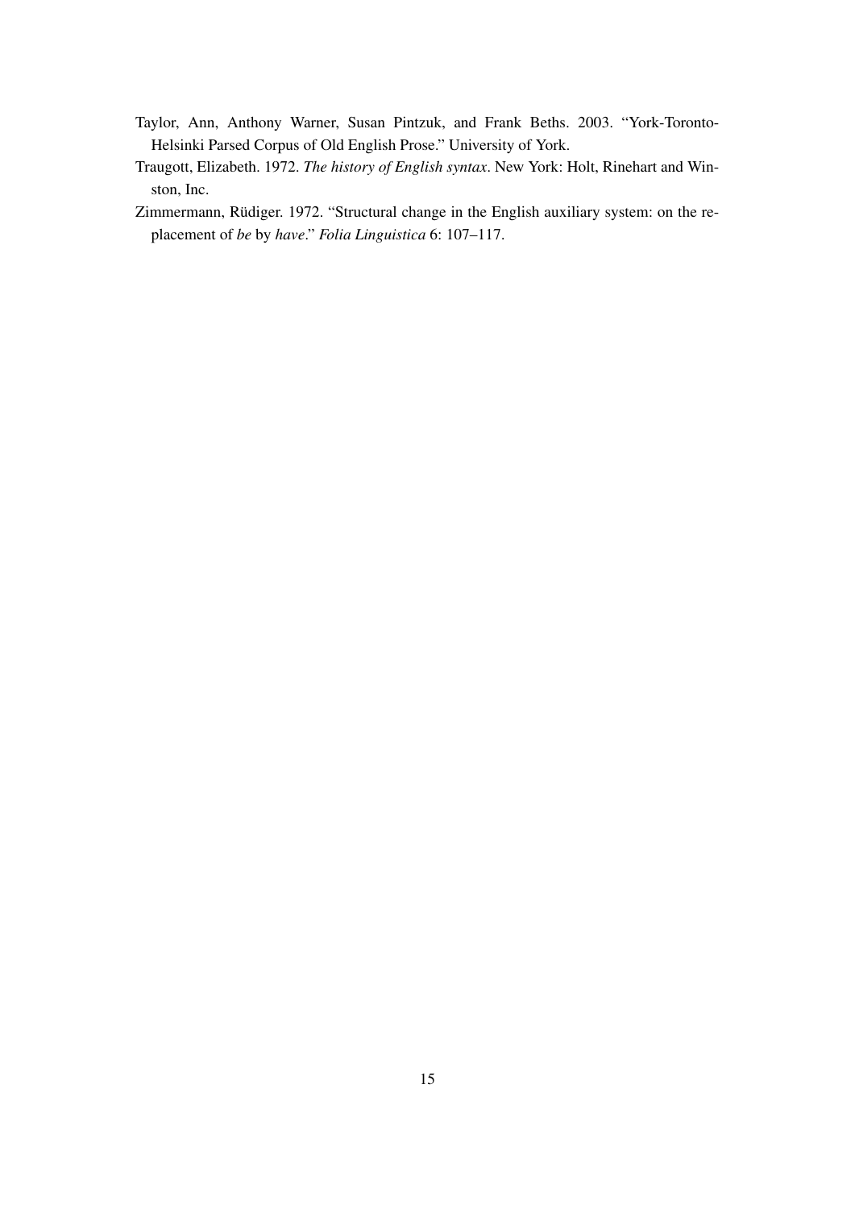Taylor, Ann, Anthony Warner, Susan Pintzuk, and Frank Beths. 2003. "York-Toronto-Helsinki Parsed Corpus of Old English Prose." University of York.

Traugott, Elizabeth. 1972. *The history of English syntax*. New York: Holt, Rinehart and Winston, Inc.

Zimmermann, Rüdiger. 1972. "Structural change in the English auxiliary system: on the replacement of *be* by *have*." *Folia Linguistica* 6: 107–117.